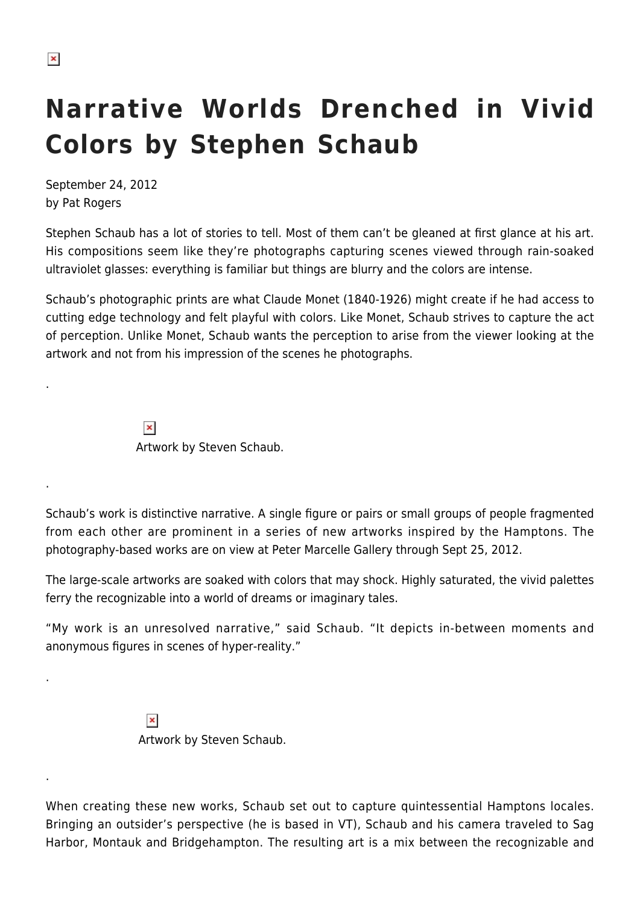# Narrative Worlds Drenched in Vivid Colors by Stephen Schaub

September 24, 2012
by Pat Rogers

Stephen Schaub has a lot of stories to tell. Most of them can't be gleaned at first glance at his art. His compositions seem like they're photographs capturing scenes viewed through rain-soaked ultraviolet glasses: everything is familiar but things are blurry and the colors are intense.

Schaub's photographic prints are what Claude Monet (1840-1926) might create if he had access to cutting edge technology and felt playful with colors. Like Monet, Schaub strives to capture the act of perception. Unlike Monet, Schaub wants the perception to arise from the viewer looking at the artwork and not from his impression of the scenes he photographs.

.

Artwork by Steven Schaub.

.

Schaub's work is distinctive narrative. A single figure or pairs or small groups of people fragmented from each other are prominent in a series of new artworks inspired by the Hamptons. The photography-based works are on view at Peter Marcelle Gallery through Sept 25, 2012.

The large-scale artworks are soaked with colors that may shock. Highly saturated, the vivid palettes ferry the recognizable into a world of dreams or imaginary tales.

"My work is an unresolved narrative," said Schaub. "It depicts in-between moments and anonymous figures in scenes of hyper-reality."

.

Artwork by Steven Schaub.

.

When creating these new works, Schaub set out to capture quintessential Hamptons locales. Bringing an outsider's perspective (he is based in VT), Schaub and his camera traveled to Sag Harbor, Montauk and Bridgehampton. The resulting art is a mix between the recognizable and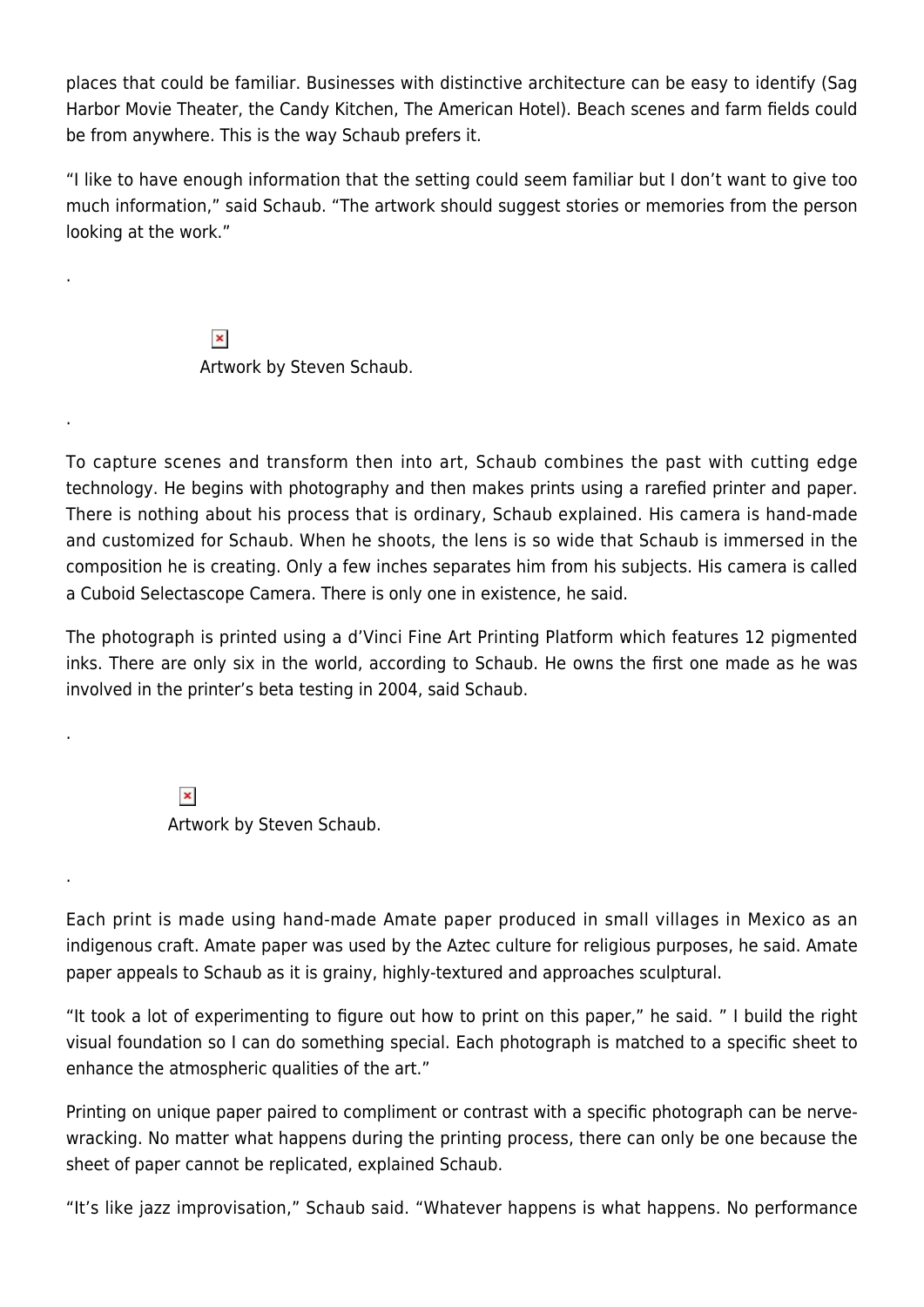places that could be familiar. Businesses with distinctive architecture can be easy to identify (Sag Harbor Movie Theater, the Candy Kitchen, The American Hotel). Beach scenes and farm fields could be from anywhere. This is the way Schaub prefers it.

“I like to have enough information that the setting could seem familiar but I don’t want to give too much information,” said Schaub. “The artwork should suggest stories or memories from the person looking at the work.”

.

Artwork by Steven Schaub.

.

To capture scenes and transform then into art, Schaub combines the past with cutting edge technology. He begins with photography and then makes prints using a rarefied printer and paper. There is nothing about his process that is ordinary, Schaub explained. His camera is hand-made and customized for Schaub. When he shoots, the lens is so wide that Schaub is immersed in the composition he is creating. Only a few inches separates him from his subjects. His camera is called a Cuboid Selectascope Camera. There is only one in existence, he said.

The photograph is printed using a d’Vinci Fine Art Printing Platform which features 12 pigmented inks. There are only six in the world, according to Schaub. He owns the first one made as he was involved in the printer’s beta testing in 2004, said Schaub.

.

Artwork by Steven Schaub.

.

Each print is made using hand-made Amate paper produced in small villages in Mexico as an indigenous craft. Amate paper was used by the Aztec culture for religious purposes, he said. Amate paper appeals to Schaub as it is grainy, highly-textured and approaches sculptural.

“It took a lot of experimenting to figure out how to print on this paper,” he said. ” I build the right visual foundation so I can do something special. Each photograph is matched to a specific sheet to enhance the atmospheric qualities of the art.”

Printing on unique paper paired to compliment or contrast with a specific photograph can be nerve-wracking. No matter what happens during the printing process, there can only be one because the sheet of paper cannot be replicated, explained Schaub.

“It’s like jazz improvisation,” Schaub said. “Whatever happens is what happens. No performance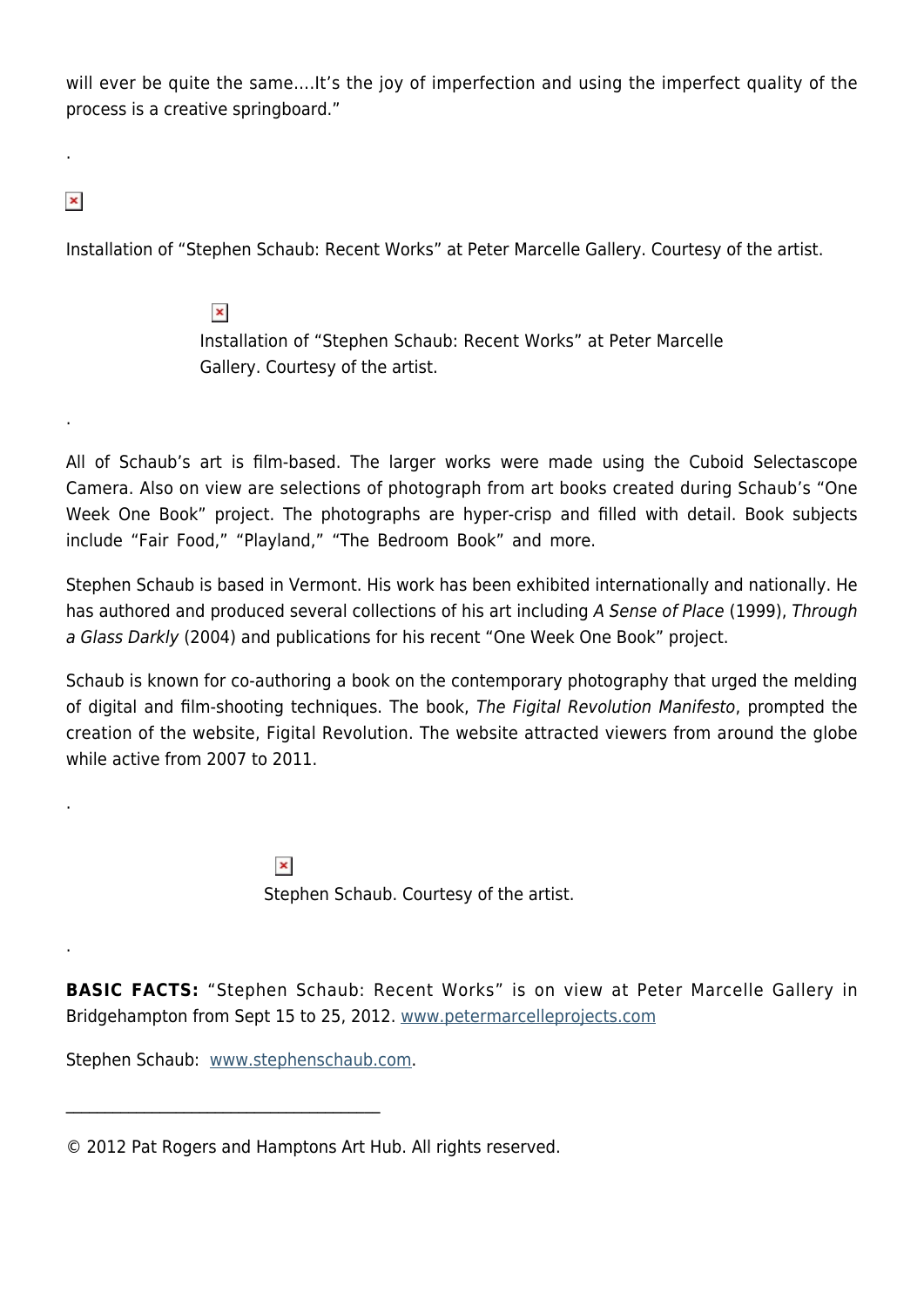will ever be quite the same….It's the joy of imperfection and using the imperfect quality of the process is a creative springboard."

.

Installation of "Stephen Schaub: Recent Works" at Peter Marcelle Gallery. Courtesy of the artist.

Installation of "Stephen Schaub: Recent Works" at Peter Marcelle Gallery. Courtesy of the artist.

.

All of Schaub's art is film-based. The larger works were made using the Cuboid Selectascope Camera. Also on view are selections of photograph from art books created during Schaub's "One Week One Book" project. The photographs are hyper-crisp and filled with detail. Book subjects include "Fair Food," "Playland," "The Bedroom Book" and more.

Stephen Schaub is based in Vermont. His work has been exhibited internationally and nationally. He has authored and produced several collections of his art including *A Sense of Place* (1999), *Through a Glass Darkly* (2004) and publications for his recent "One Week One Book" project.

Schaub is known for co-authoring a book on the contemporary photography that urged the melding of digital and film-shooting techniques. The book, *The Figital Revolution Manifesto*, prompted the creation of the website, Figital Revolution. The website attracted viewers from around the globe while active from 2007 to 2011.

.

Stephen Schaub. Courtesy of the artist.

.

**BASIC FACTS:** "Stephen Schaub: Recent Works" is on view at Peter Marcelle Gallery in Bridgehampton from Sept 15 to 25, 2012. [www.petermarcelleprojects.com](http://www.petermarcelleprojects.com)

Stephen Schaub: [www.stephenschaub.com](http://www.stephenschaub.com).

---

© 2012 Pat Rogers and Hamptons Art Hub. All rights reserved.